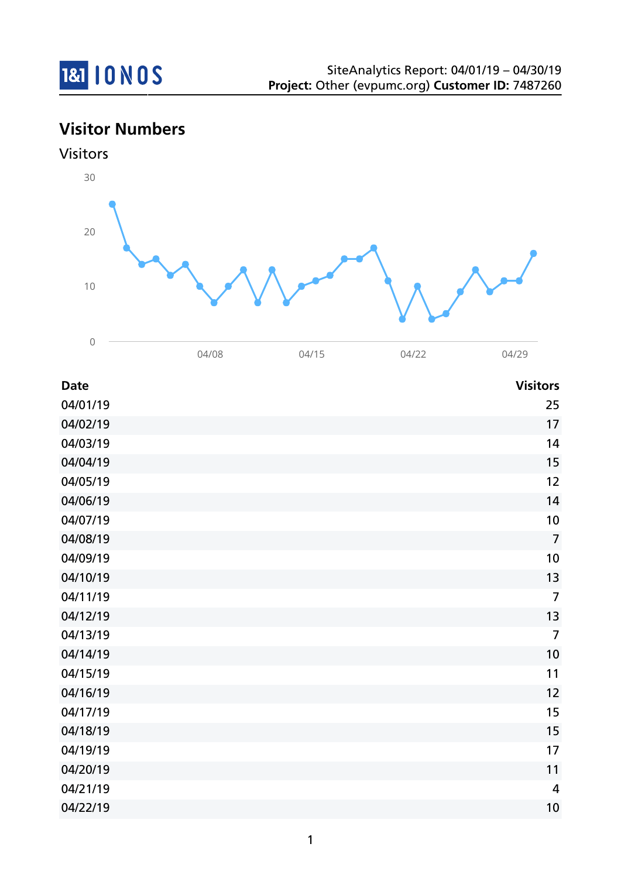SiteAnalytics Report: 04/01/19 – 04/30/19
**Project:** Other (evpumc.org) **Customer ID:** 7487260

## Visitor Numbers

### Visitors

| Date | Visitors |
|---|---|
| 04/01/19 | 25 |
| 04/02/19 | 17 |
| 04/03/19 | 14 |
| 04/04/19 | 15 |
| 04/05/19 | 12 |
| 04/06/19 | 14 |
| 04/07/19 | 10 |
| 04/08/19 | 7 |
| 04/09/19 | 10 |
| 04/10/19 | 13 |
| 04/11/19 | 7 |
| 04/12/19 | 13 |
| 04/13/19 | 7 |
| 04/14/19 | 10 |
| 04/15/19 | 11 |
| 04/16/19 | 12 |
| 04/17/19 | 15 |
| 04/18/19 | 15 |
| 04/19/19 | 17 |
| 04/20/19 | 11 |
| 04/21/19 | 4 |
| 04/22/19 | 10 |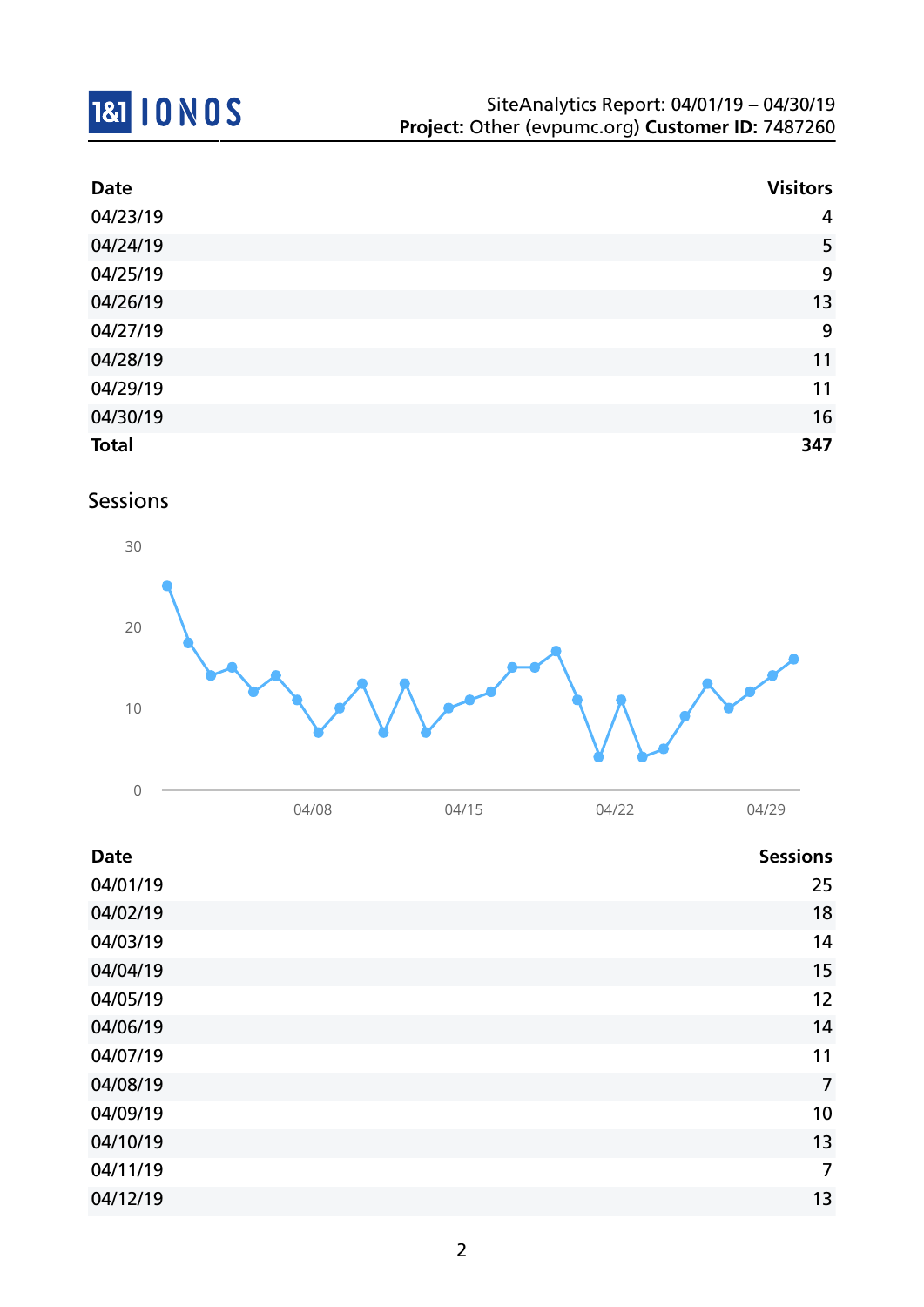| Date | Visitors |
|---|---|
| 04/23/19 | 4 |
| 04/24/19 | 5 |
| 04/25/19 | 9 |
| 04/26/19 | 13 |
| 04/27/19 | 9 |
| 04/28/19 | 11 |
| 04/29/19 | 11 |
| 04/30/19 | 16 |
| **Total** | **347** |

## Sessions

| Date | Sessions |
|---|---|
| 04/01/19 | 25 |
| 04/02/19 | 18 |
| 04/03/19 | 14 |
| 04/04/19 | 15 |
| 04/05/19 | 12 |
| 04/06/19 | 14 |
| 04/07/19 | 11 |
| 04/08/19 | 7 |
| 04/09/19 | 10 |
| 04/10/19 | 13 |
| 04/11/19 | 7 |
| 04/12/19 | 13 |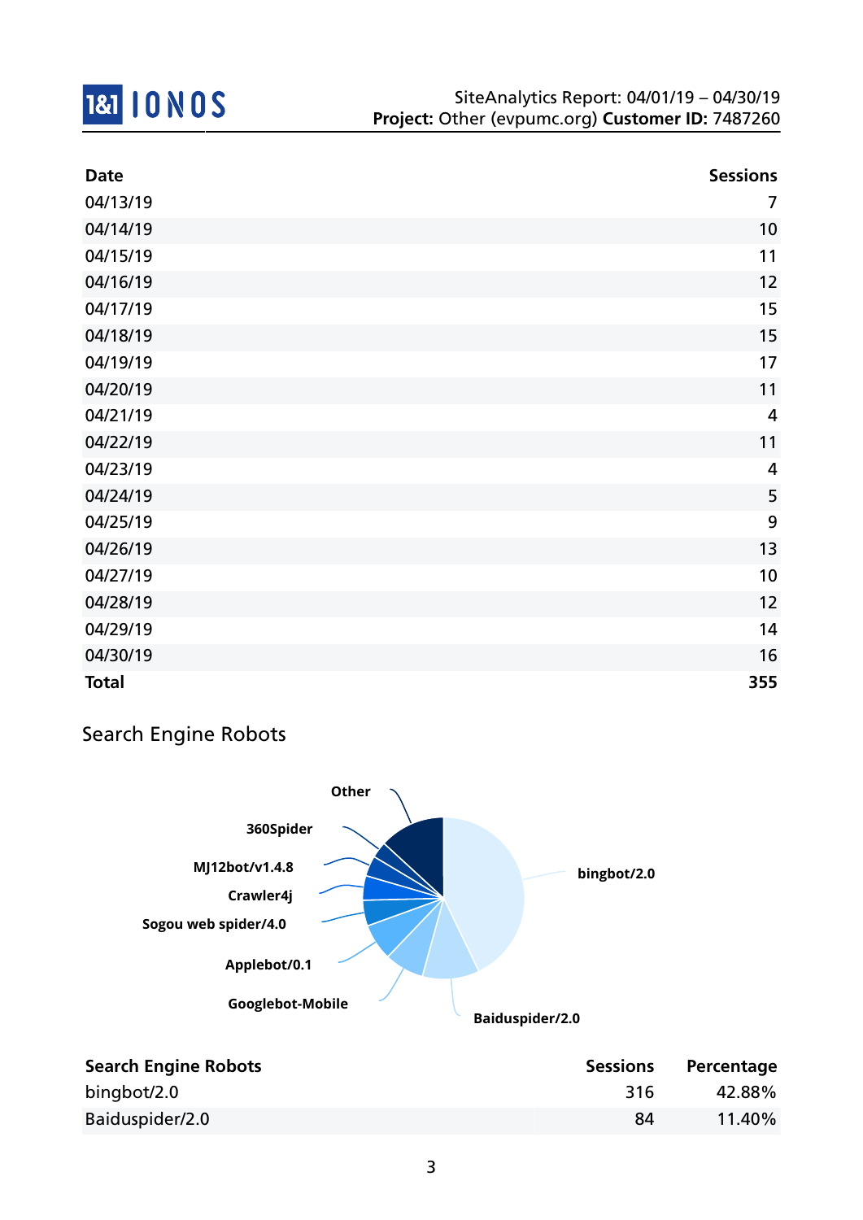| Date | Sessions |
|---|---|
| 04/13/19 | 7 |
| 04/14/19 | 10 |
| 04/15/19 | 11 |
| 04/16/19 | 12 |
| 04/17/19 | 15 |
| 04/18/19 | 15 |
| 04/19/19 | 17 |
| 04/20/19 | 11 |
| 04/21/19 | 4 |
| 04/22/19 | 11 |
| 04/23/19 | 4 |
| 04/24/19 | 5 |
| 04/25/19 | 9 |
| 04/26/19 | 13 |
| 04/27/19 | 10 |
| 04/28/19 | 12 |
| 04/29/19 | 14 |
| 04/30/19 | 16 |
| **Total** | **355** |

## Search Engine Robots

| Search Engine Robots | Sessions | Percentage |
|---|---|---|
| bingbot/2.0 | 316 | 42.88% |
| Baiduspider/2.0 | 84 | 11.40% |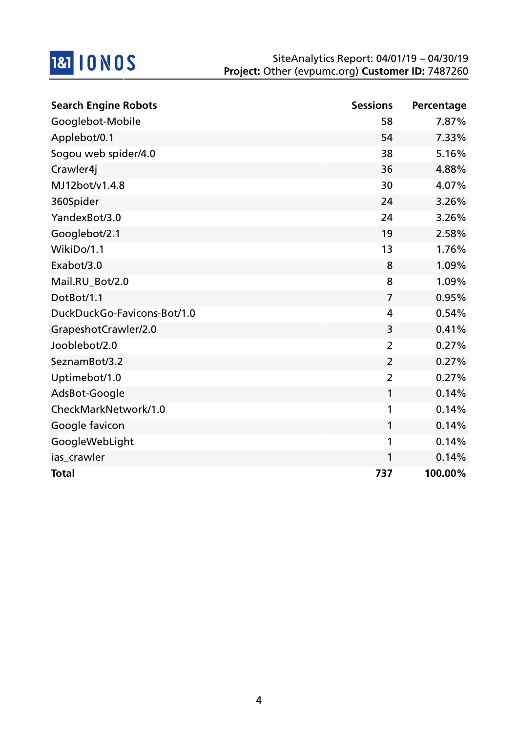| Search Engine Robots | Sessions | Percentage |
|---|---|---|
| Googlebot-Mobile | 58 | 7.87% |
| Applebot/0.1 | 54 | 7.33% |
| Sogou web spider/4.0 | 38 | 5.16% |
| Crawler4j | 36 | 4.88% |
| MJ12bot/v1.4.8 | 30 | 4.07% |
| 360Spider | 24 | 3.26% |
| YandexBot/3.0 | 24 | 3.26% |
| Googlebot/2.1 | 19 | 2.58% |
| WikiDo/1.1 | 13 | 1.76% |
| Exabot/3.0 | 8 | 1.09% |
| Mail.RU_Bot/2.0 | 8 | 1.09% |
| DotBot/1.1 | 7 | 0.95% |
| DuckDuckGo-Favicons-Bot/1.0 | 4 | 0.54% |
| GrapeshotCrawler/2.0 | 3 | 0.41% |
| Jooblebot/2.0 | 2 | 0.27% |
| SeznamBot/3.2 | 2 | 0.27% |
| Uptimebot/1.0 | 2 | 0.27% |
| AdsBot-Google | 1 | 0.14% |
| CheckMarkNetwork/1.0 | 1 | 0.14% |
| Google favicon | 1 | 0.14% |
| GoogleWebLight | 1 | 0.14% |
| ias_crawler | 1 | 0.14% |
| **Total** | **737** | **100.00%** |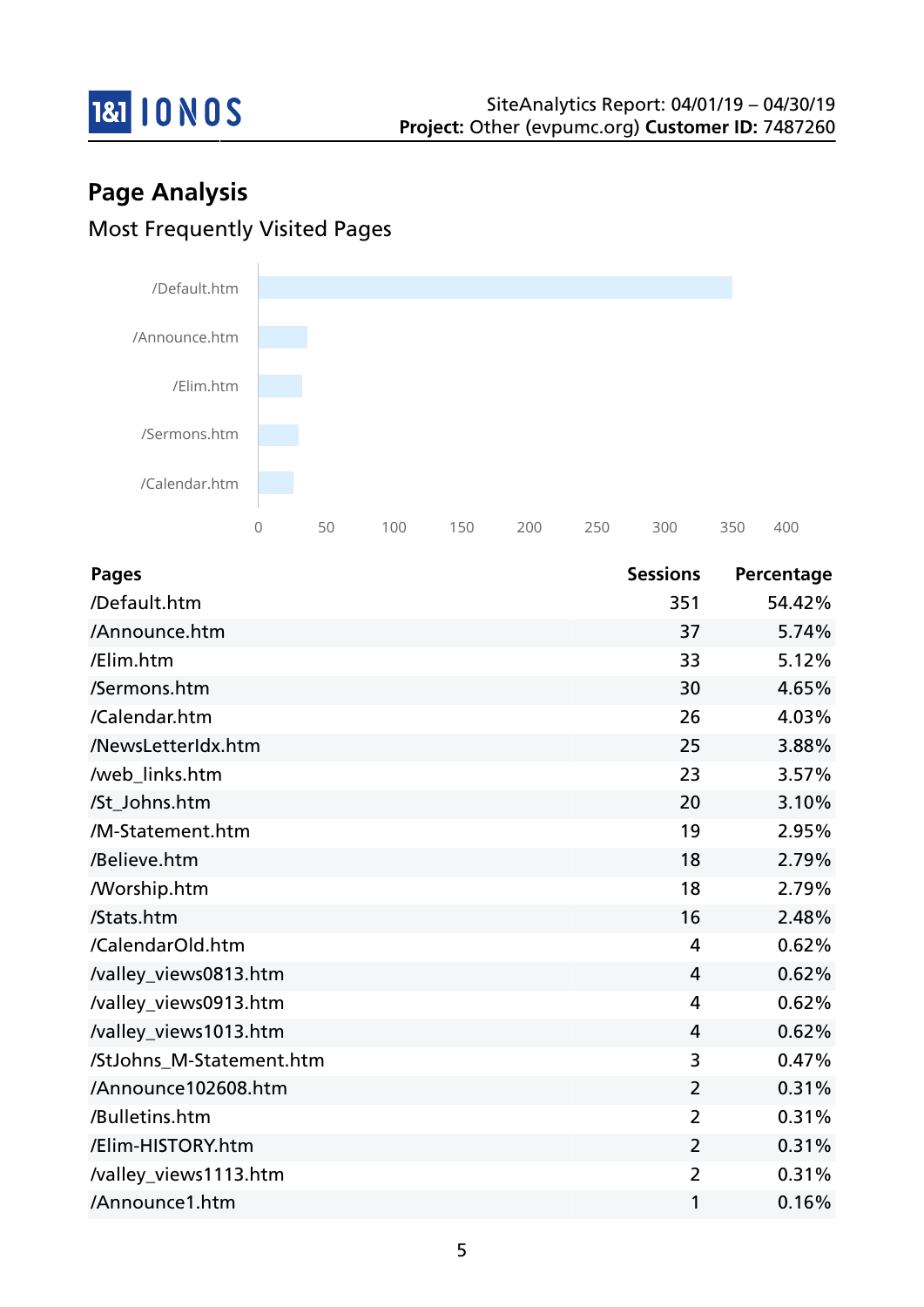## Page Analysis

### Most Frequently Visited Pages

| Pages | Sessions | Percentage |
|---|---|---|
| /Default.htm | 351 | 54.42% |
| /Announce.htm | 37 | 5.74% |
| /Elim.htm | 33 | 5.12% |
| /Sermons.htm | 30 | 4.65% |
| /Calendar.htm | 26 | 4.03% |
| /NewsLetterIdx.htm | 25 | 3.88% |
| /web_links.htm | 23 | 3.57% |
| /St_Johns.htm | 20 | 3.10% |
| /M-Statement.htm | 19 | 2.95% |
| /Believe.htm | 18 | 2.79% |
| /Worship.htm | 18 | 2.79% |
| /Stats.htm | 16 | 2.48% |
| /CalendarOld.htm | 4 | 0.62% |
| /valley_views0813.htm | 4 | 0.62% |
| /valley_views0913.htm | 4 | 0.62% |
| /valley_views1013.htm | 4 | 0.62% |
| /StJohns_M-Statement.htm | 3 | 0.47% |
| /Announce102608.htm | 2 | 0.31% |
| /Bulletins.htm | 2 | 0.31% |
| /Elim-HISTORY.htm | 2 | 0.31% |
| /valley_views1113.htm | 2 | 0.31% |
| /Announce1.htm | 1 | 0.16% |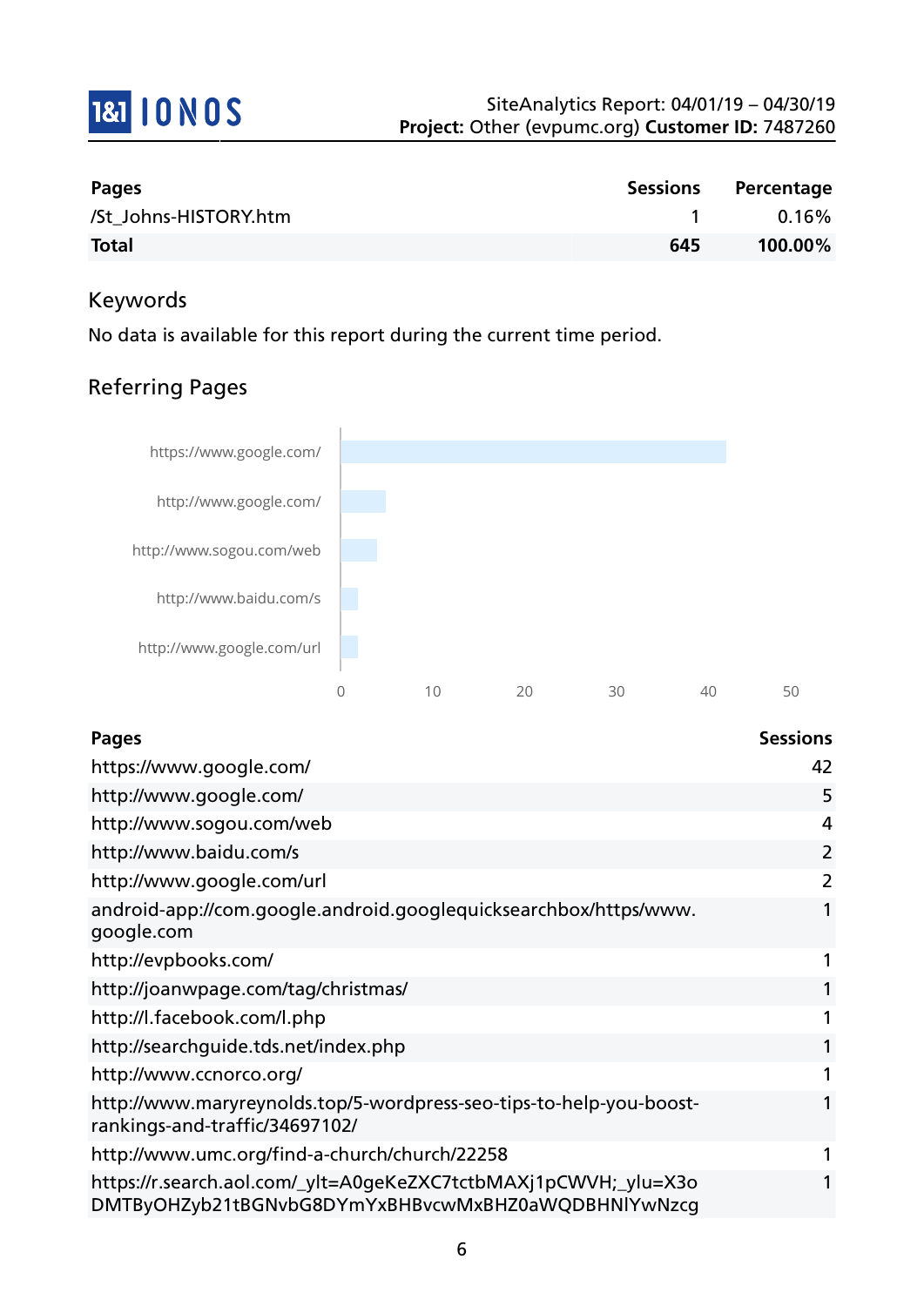| Pages | Sessions | Percentage |
| --- | --- | --- |
| /St_Johns-HISTORY.htm | 1 | 0.16% |
| **Total** | **645** | **100.00%** |

## Keywords

No data is available for this report during the current time period.

## Referring Pages

| Pages | Sessions |
| --- | --- |
| https://www.google.com/ | 42 |
| http://www.google.com/ | 5 |
| http://www.sogou.com/web | 4 |
| http://www.baidu.com/s | 2 |
| http://www.google.com/url | 2 |
| android-app://com.google.android.googlequicksearchbox/https/www.google.com | 1 |
| http://evpbooks.com/ | 1 |
| http://joanwpage.com/tag/christmas/ | 1 |
| http://l.facebook.com/l.php | 1 |
| http://searchguide.tds.net/index.php | 1 |
| http://www.ccnorco.org/ | 1 |
| http://www.maryreynolds.top/5-wordpress-seo-tips-to-help-you-boost-rankings-and-traffic/34697102/ | 1 |
| http://www.umc.org/find-a-church/church/22258 | 1 |
| https://r.search.aol.com/_ylt=A0geKeZXC7tctbMAXj1pCWVH;_ylu=X3oDMTByOHZyb21tBGNvbG8DYmYxBHBvcwMxBHZ0aWQDBHNlYwNzcg | 1 |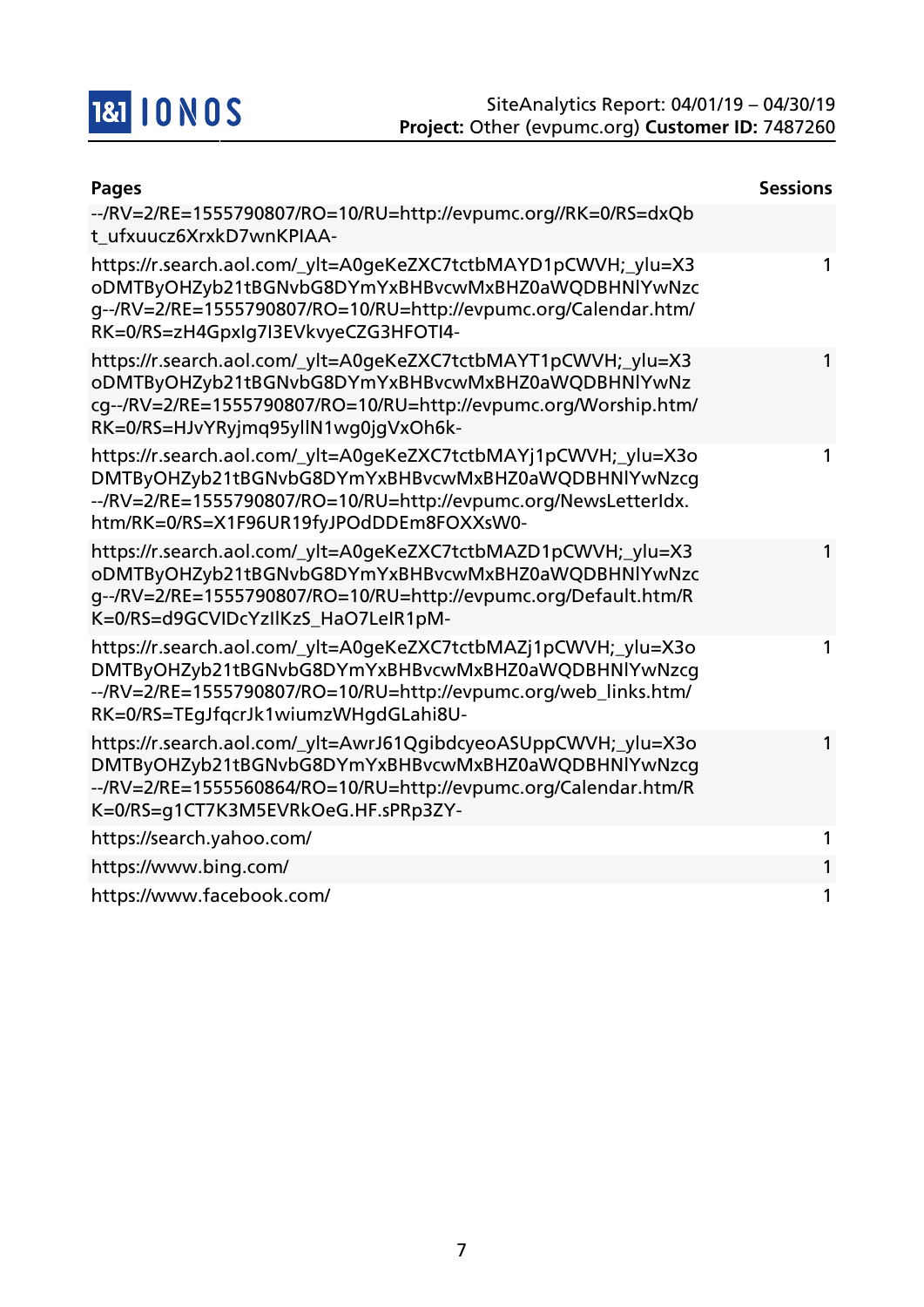| Pages | Sessions |
|---|---|
| --/RV=2/RE=1555790807/RO=10/RU=http://evpumc.org//RK=0/RS=dxQbt_ufxuucz6XrxkD7wnKPIAA- | |
| https://r.search.aol.com/_ylt=A0geKeZXC7tctbMAYD1pCWVH;_ylu=X3oDMTByOHZyb21tBGNvbG8DYmYxBHBvcwMxBHZ0aWQDBHNlYwNzcg--/RV=2/RE=1555790807/RO=10/RU=http://evpumc.org/Calendar.htm/RK=0/RS=zH4GpxIg7I3EVkvyeCZG3HFOTI4- | 1 |
| https://r.search.aol.com/_ylt=A0geKeZXC7tctbMAYT1pCWVH;_ylu=X3oDMTByOHZyb21tBGNvbG8DYmYxBHBvcwMxBHZ0aWQDBHNlYwNzcg--/RV=2/RE=1555790807/RO=10/RU=http://evpumc.org/Worship.htm/RK=0/RS=HJvYRyjmq95yllN1wg0jgVxOh6k- | 1 |
| https://r.search.aol.com/_ylt=A0geKeZXC7tctbMAYj1pCWVH;_ylu=X3oDMTByOHZyb21tBGNvbG8DYmYxBHBvcwMxBHZ0aWQDBHNlYwNzcg--/RV=2/RE=1555790807/RO=10/RU=http://evpumc.org/NewsLetterIdx.htm/RK=0/RS=X1F96UR19fyJPOdDDEm8FOXXsW0- | 1 |
| https://r.search.aol.com/_ylt=A0geKeZXC7tctbMAZD1pCWVH;_ylu=X3oDMTByOHZyb21tBGNvbG8DYmYxBHBvcwMxBHZ0aWQDBHNlYwNzcg--/RV=2/RE=1555790807/RO=10/RU=http://evpumc.org/Default.htm/RK=0/RS=d9GCVIDcYzIlKzS_HaO7LeIR1pM- | 1 |
| https://r.search.aol.com/_ylt=A0geKeZXC7tctbMAZj1pCWVH;_ylu=X3oDMTByOHZyb21tBGNvbG8DYmYxBHBvcwMxBHZ0aWQDBHNlYwNzcg--/RV=2/RE=1555790807/RO=10/RU=http://evpumc.org/web_links.htm/RK=0/RS=TEgJfqcrJk1wiumzWHgdGLahi8U- | 1 |
| https://r.search.aol.com/_ylt=AwrJ61QgibdcyeoASUppCWVH;_ylu=X3oDMTByOHZyb21tBGNvbG8DYmYxBHBvcwMxBHZ0aWQDBHNlYwNzcg--/RV=2/RE=1555560864/RO=10/RU=http://evpumc.org/Calendar.htm/RK=0/RS=g1CT7K3M5EVRkOeG.HF.sPRp3ZY- | 1 |
| https://search.yahoo.com/ | 1 |
| https://www.bing.com/ | 1 |
| https://www.facebook.com/ | 1 |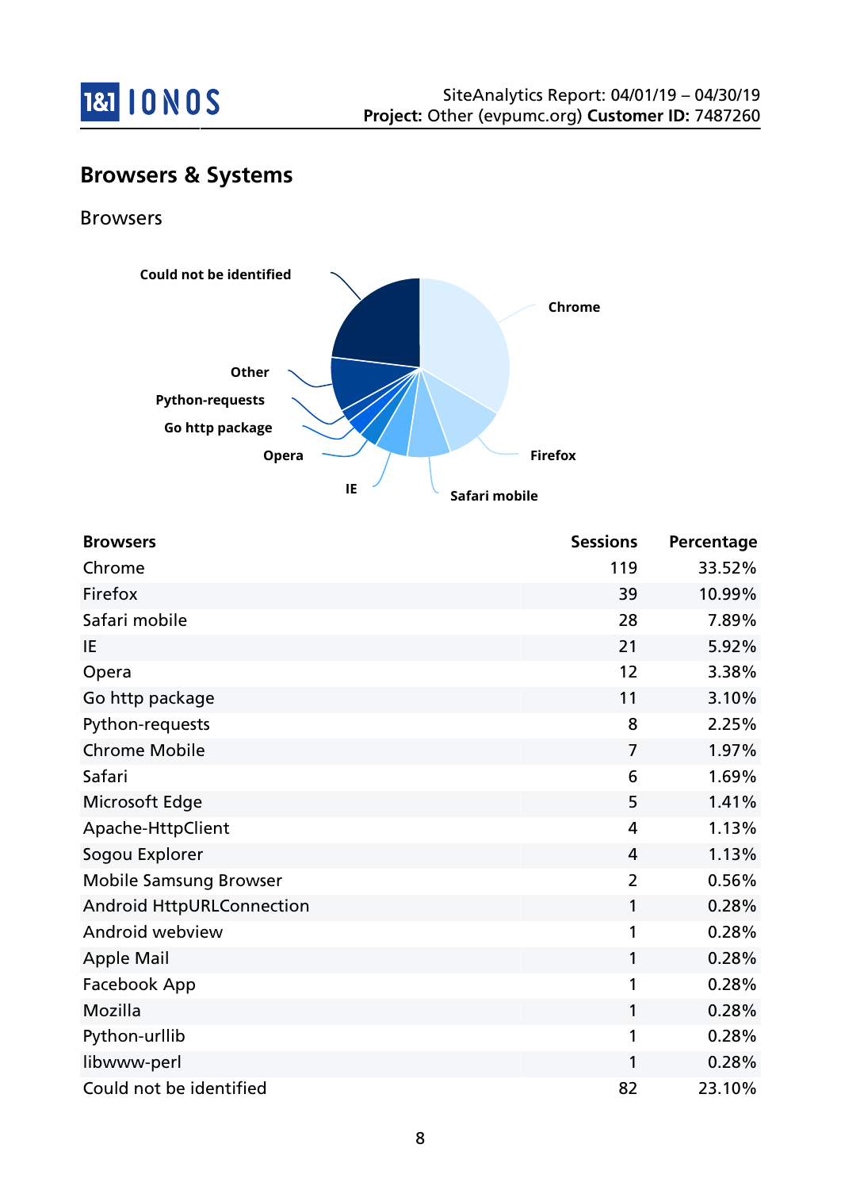## Browsers & Systems

### Browsers

| Browsers | Sessions | Percentage |
|---|---|---|
| Chrome | 119 | 33.52% |
| Firefox | 39 | 10.99% |
| Safari mobile | 28 | 7.89% |
| IE | 21 | 5.92% |
| Opera | 12 | 3.38% |
| Go http package | 11 | 3.10% |
| Python-requests | 8 | 2.25% |
| Chrome Mobile | 7 | 1.97% |
| Safari | 6 | 1.69% |
| Microsoft Edge | 5 | 1.41% |
| Apache-HttpClient | 4 | 1.13% |
| Sogou Explorer | 4 | 1.13% |
| Mobile Samsung Browser | 2 | 0.56% |
| Android HttpURLConnection | 1 | 0.28% |
| Android webview | 1 | 0.28% |
| Apple Mail | 1 | 0.28% |
| Facebook App | 1 | 0.28% |
| Mozilla | 1 | 0.28% |
| Python-urllib | 1 | 0.28% |
| libwww-perl | 1 | 0.28% |
| Could not be identified | 82 | 23.10% |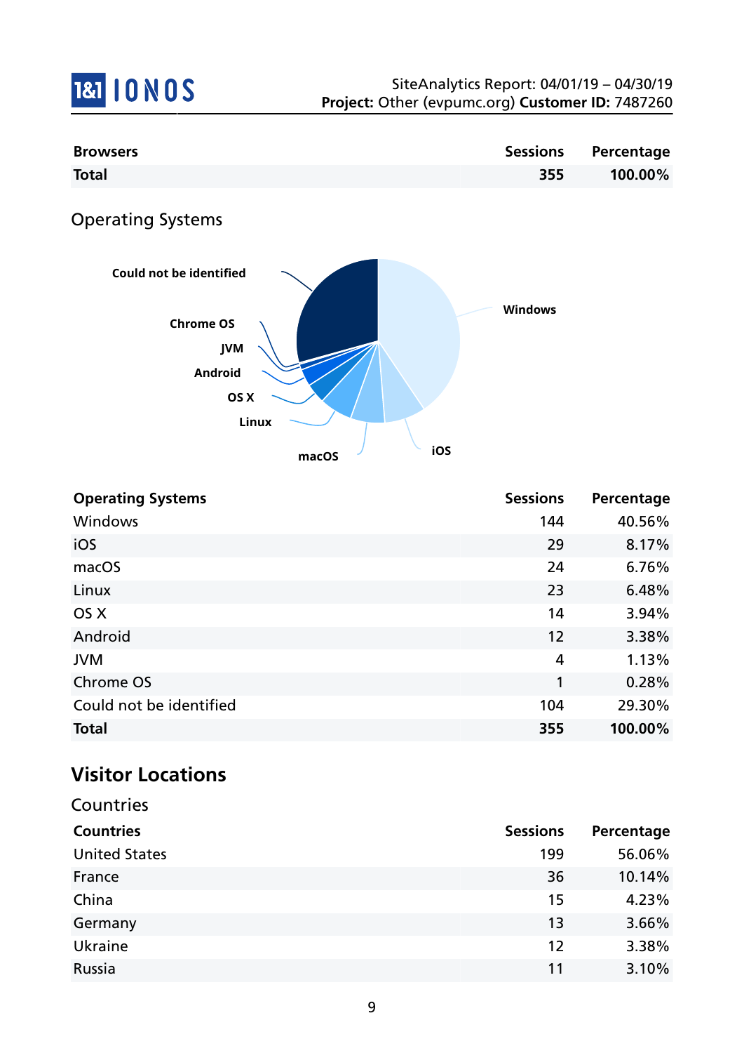| Browsers | Sessions | Percentage |
|---|---|---|
| **Total** | **355** | **100.00%** |

## Operating Systems

| Operating Systems | Sessions | Percentage |
|---|---|---|
| Windows | 144 | 40.56% |
| iOS | 29 | 8.17% |
| macOS | 24 | 6.76% |
| Linux | 23 | 6.48% |
| OS X | 14 | 3.94% |
| Android | 12 | 3.38% |
| JVM | 4 | 1.13% |
| Chrome OS | 1 | 0.28% |
| Could not be identified | 104 | 29.30% |
| **Total** | **355** | **100.00%** |

# Visitor Locations

## Countries

| Countries | Sessions | Percentage |
|---|---|---|
| United States | 199 | 56.06% |
| France | 36 | 10.14% |
| China | 15 | 4.23% |
| Germany | 13 | 3.66% |
| Ukraine | 12 | 3.38% |
| Russia | 11 | 3.10% |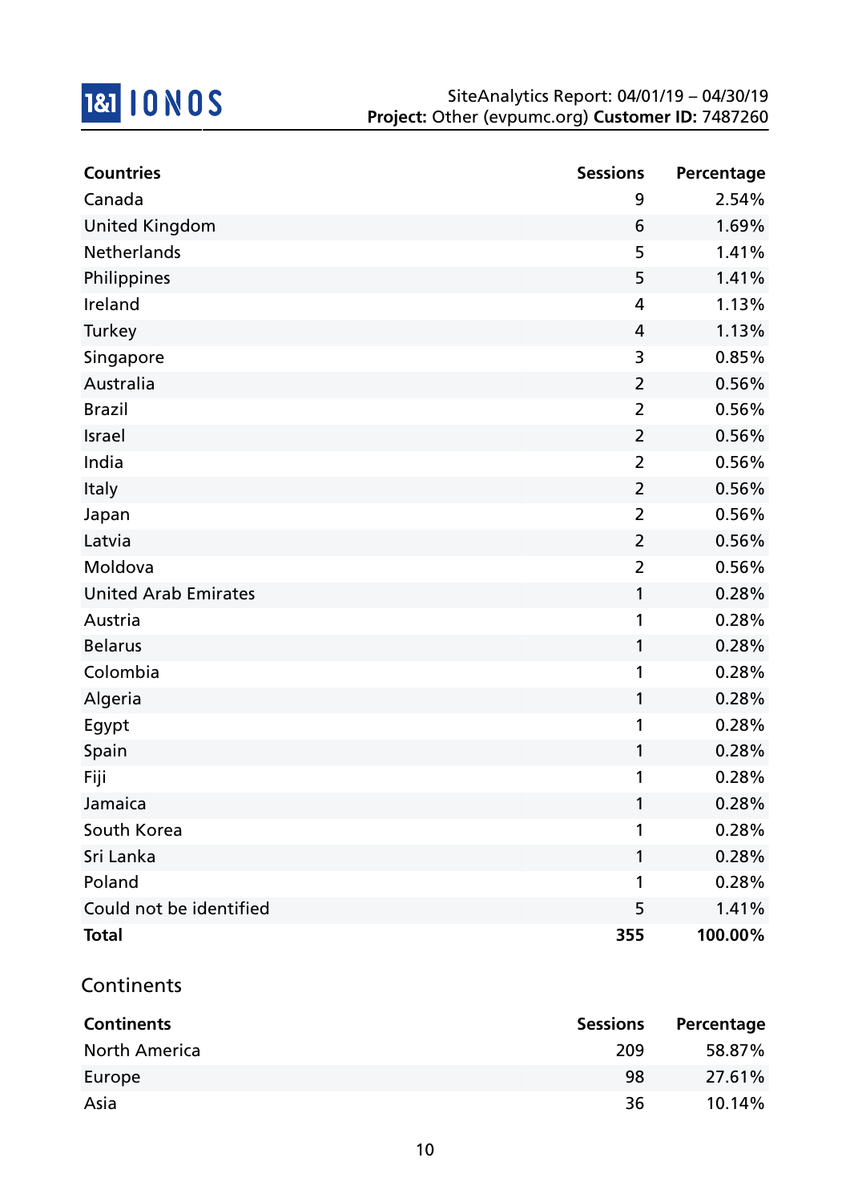| Countries | Sessions | Percentage |
| --- | --- | --- |
| Canada | 9 | 2.54% |
| United Kingdom | 6 | 1.69% |
| Netherlands | 5 | 1.41% |
| Philippines | 5 | 1.41% |
| Ireland | 4 | 1.13% |
| Turkey | 4 | 1.13% |
| Singapore | 3 | 0.85% |
| Australia | 2 | 0.56% |
| Brazil | 2 | 0.56% |
| Israel | 2 | 0.56% |
| India | 2 | 0.56% |
| Italy | 2 | 0.56% |
| Japan | 2 | 0.56% |
| Latvia | 2 | 0.56% |
| Moldova | 2 | 0.56% |
| United Arab Emirates | 1 | 0.28% |
| Austria | 1 | 0.28% |
| Belarus | 1 | 0.28% |
| Colombia | 1 | 0.28% |
| Algeria | 1 | 0.28% |
| Egypt | 1 | 0.28% |
| Spain | 1 | 0.28% |
| Fiji | 1 | 0.28% |
| Jamaica | 1 | 0.28% |
| South Korea | 1 | 0.28% |
| Sri Lanka | 1 | 0.28% |
| Poland | 1 | 0.28% |
| Could not be identified | 5 | 1.41% |
| **Total** | **355** | **100.00%** |

## Continents

| Continents | Sessions | Percentage |
| --- | --- | --- |
| North America | 209 | 58.87% |
| Europe | 98 | 27.61% |
| Asia | 36 | 10.14% |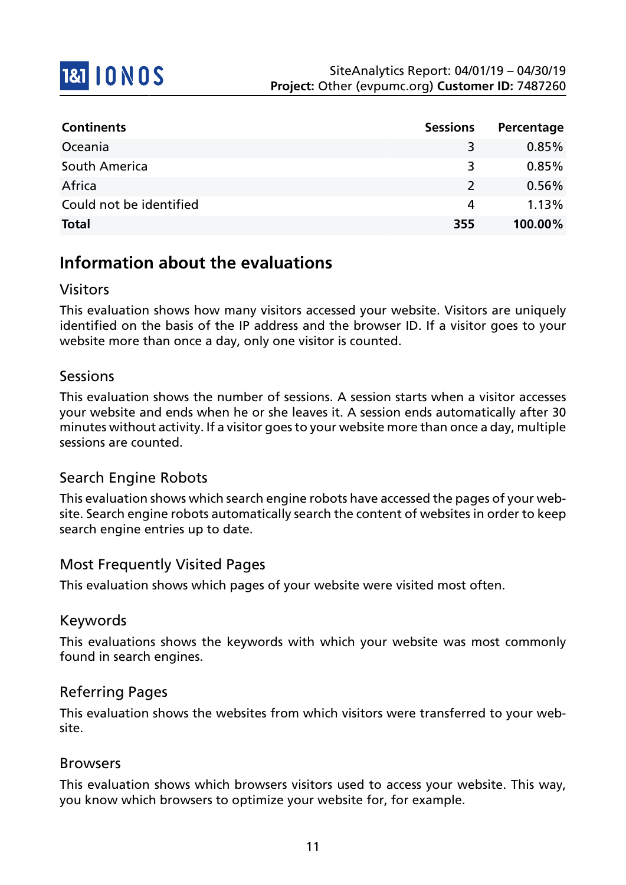| Continents | Sessions | Percentage |
|---|---|---|
| Oceania | 3 | 0.85% |
| South America | 3 | 0.85% |
| Africa | 2 | 0.56% |
| Could not be identified | 4 | 1.13% |
| **Total** | **355** | **100.00%** |

## Information about the evaluations

### Visitors

This evaluation shows how many visitors accessed your website. Visitors are uniquely identified on the basis of the IP address and the browser ID. If a visitor goes to your website more than once a day, only one visitor is counted.

### Sessions

This evaluation shows the number of sessions. A session starts when a visitor accesses your website and ends when he or she leaves it. A session ends automatically after 30 minutes without activity. If a visitor goes to your website more than once a day, multiple sessions are counted.

### Search Engine Robots

This evaluation shows which search engine robots have accessed the pages of your website. Search engine robots automatically search the content of websites in order to keep search engine entries up to date.

### Most Frequently Visited Pages

This evaluation shows which pages of your website were visited most often.

### Keywords

This evaluations shows the keywords with which your website was most commonly found in search engines.

### Referring Pages

This evaluation shows the websites from which visitors were transferred to your website.

### Browsers

This evaluation shows which browsers visitors used to access your website. This way, you know which browsers to optimize your website for, for example.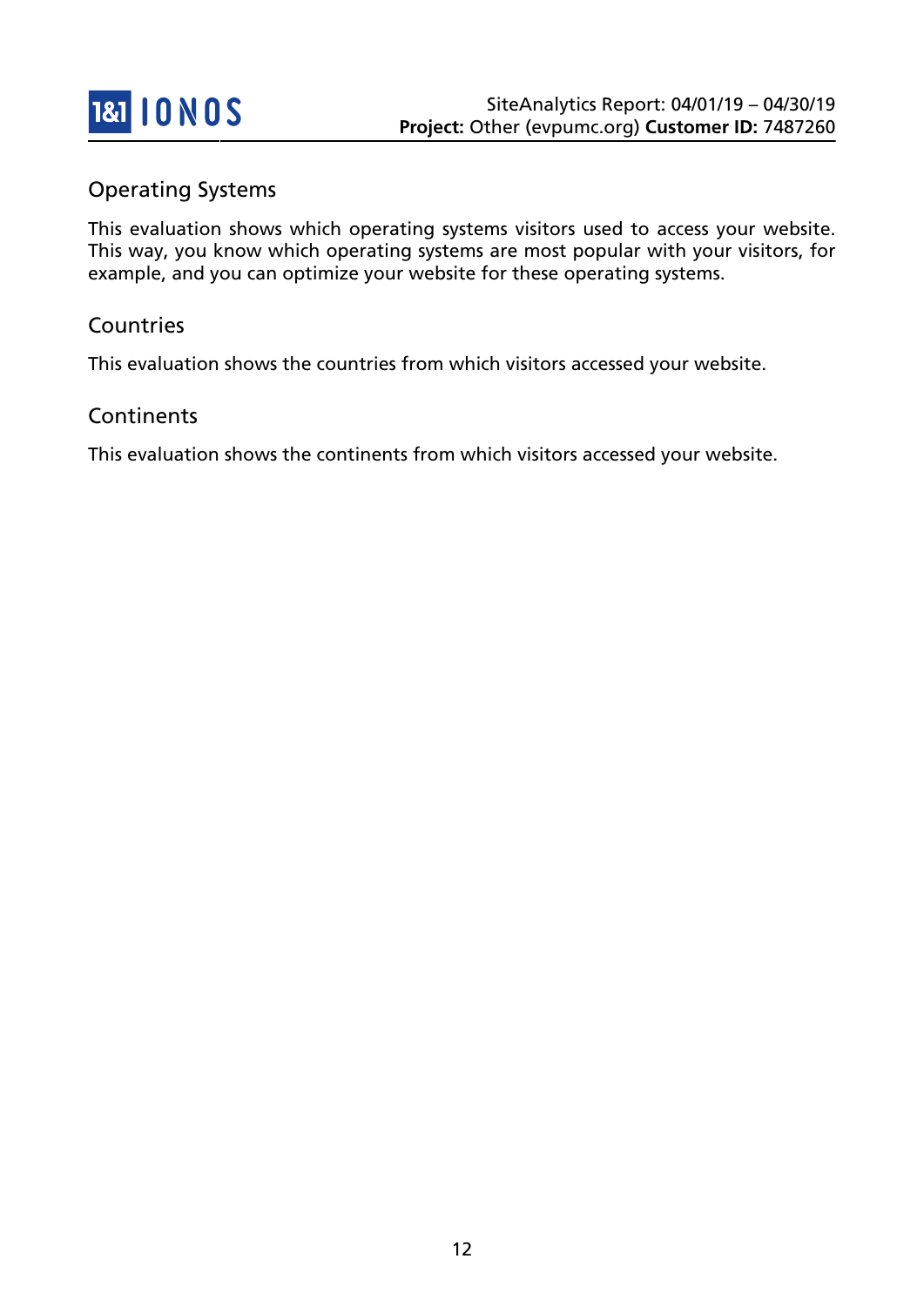## Operating Systems

This evaluation shows which operating systems visitors used to access your website. This way, you know which operating systems are most popular with your visitors, for example, and you can optimize your website for these operating systems.

## Countries

This evaluation shows the countries from which visitors accessed your website.

## Continents

This evaluation shows the continents from which visitors accessed your website.